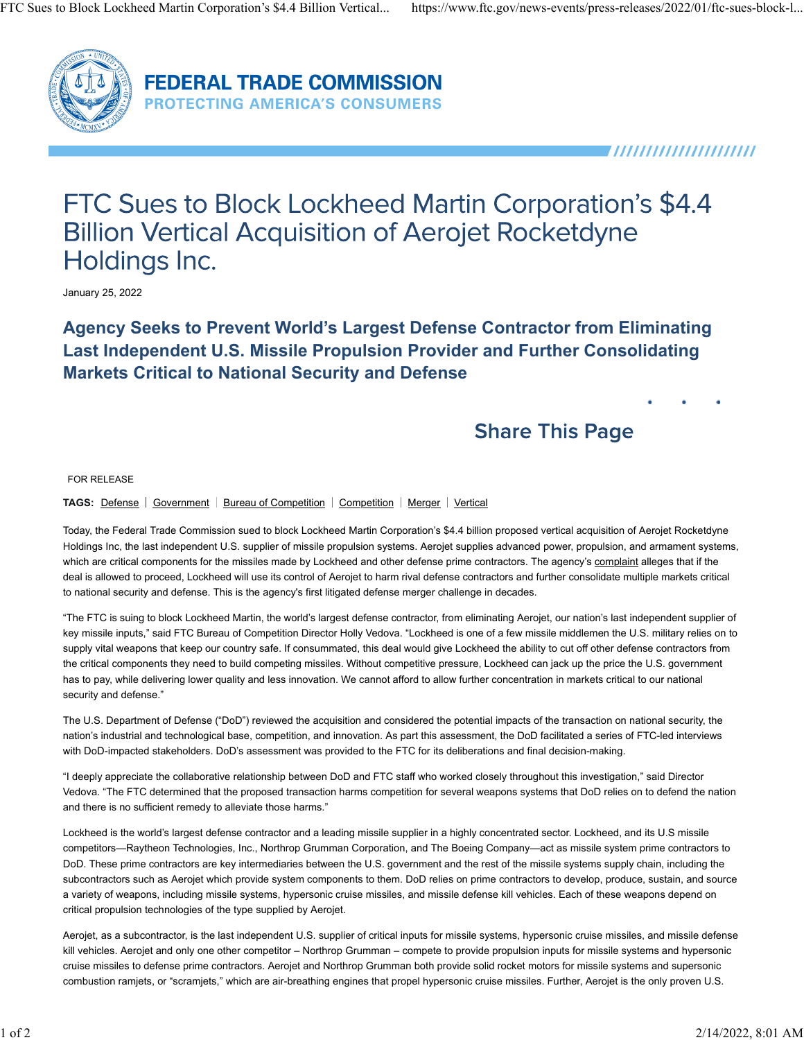# FTC Sues to Block Lockheed Martin Corporation's $4.4 Billion Vertical Acquisition of Aerojet Rocketdyne Holdings Inc.

January 25, 2022

## Agency Seeks to Prevent World's Largest Defense Contractor from Eliminating Last Independent U.S. Missile Propulsion Provider and Further Consolidating Markets Critical to National Security and Defense

Share This Page

FOR RELEASE

**TAGS:** Defense | Government | Bureau of Competition | Competition | Merger | Vertical

Today, the Federal Trade Commission sued to block Lockheed Martin Corporation's $4.4 billion proposed vertical acquisition of Aerojet Rocketdyne Holdings Inc, the last independent U.S. supplier of missile propulsion systems. Aerojet supplies advanced power, propulsion, and armament systems, which are critical components for the missiles made by Lockheed and other defense prime contractors. The agency's complaint alleges that if the deal is allowed to proceed, Lockheed will use its control of Aerojet to harm rival defense contractors and further consolidate multiple markets critical to national security and defense. This is the agency's first litigated defense merger challenge in decades.

"The FTC is suing to block Lockheed Martin, the world's largest defense contractor, from eliminating Aerojet, our nation's last independent supplier of key missile inputs," said FTC Bureau of Competition Director Holly Vedova. "Lockheed is one of a few missile middlemen the U.S. military relies on to supply vital weapons that keep our country safe. If consummated, this deal would give Lockheed the ability to cut off other defense contractors from the critical components they need to build competing missiles. Without competitive pressure, Lockheed can jack up the price the U.S. government has to pay, while delivering lower quality and less innovation. We cannot afford to allow further concentration in markets critical to our national security and defense."

The U.S. Department of Defense ("DoD") reviewed the acquisition and considered the potential impacts of the transaction on national security, the nation's industrial and technological base, competition, and innovation. As part this assessment, the DoD facilitated a series of FTC-led interviews with DoD-impacted stakeholders. DoD's assessment was provided to the FTC for its deliberations and final decision-making.

"I deeply appreciate the collaborative relationship between DoD and FTC staff who worked closely throughout this investigation," said Director Vedova. "The FTC determined that the proposed transaction harms competition for several weapons systems that DoD relies on to defend the nation and there is no sufficient remedy to alleviate those harms."

Lockheed is the world's largest defense contractor and a leading missile supplier in a highly concentrated sector. Lockheed, and its U.S missile competitors—Raytheon Technologies, Inc., Northrop Grumman Corporation, and The Boeing Company—act as missile system prime contractors to DoD. These prime contractors are key intermediaries between the U.S. government and the rest of the missile systems supply chain, including the subcontractors such as Aerojet which provide system components to them. DoD relies on prime contractors to develop, produce, sustain, and source a variety of weapons, including missile systems, hypersonic cruise missiles, and missile defense kill vehicles. Each of these weapons depend on critical propulsion technologies of the type supplied by Aerojet.

Aerojet, as a subcontractor, is the last independent U.S. supplier of critical inputs for missile systems, hypersonic cruise missiles, and missile defense kill vehicles. Aerojet and only one other competitor – Northrop Grumman – compete to provide propulsion inputs for missile systems and hypersonic cruise missiles to defense prime contractors. Aerojet and Northrop Grumman both provide solid rocket motors for missile systems and supersonic combustion ramjets, or "scramjets," which are air-breathing engines that propel hypersonic cruise missiles. Further, Aerojet is the only proven U.S.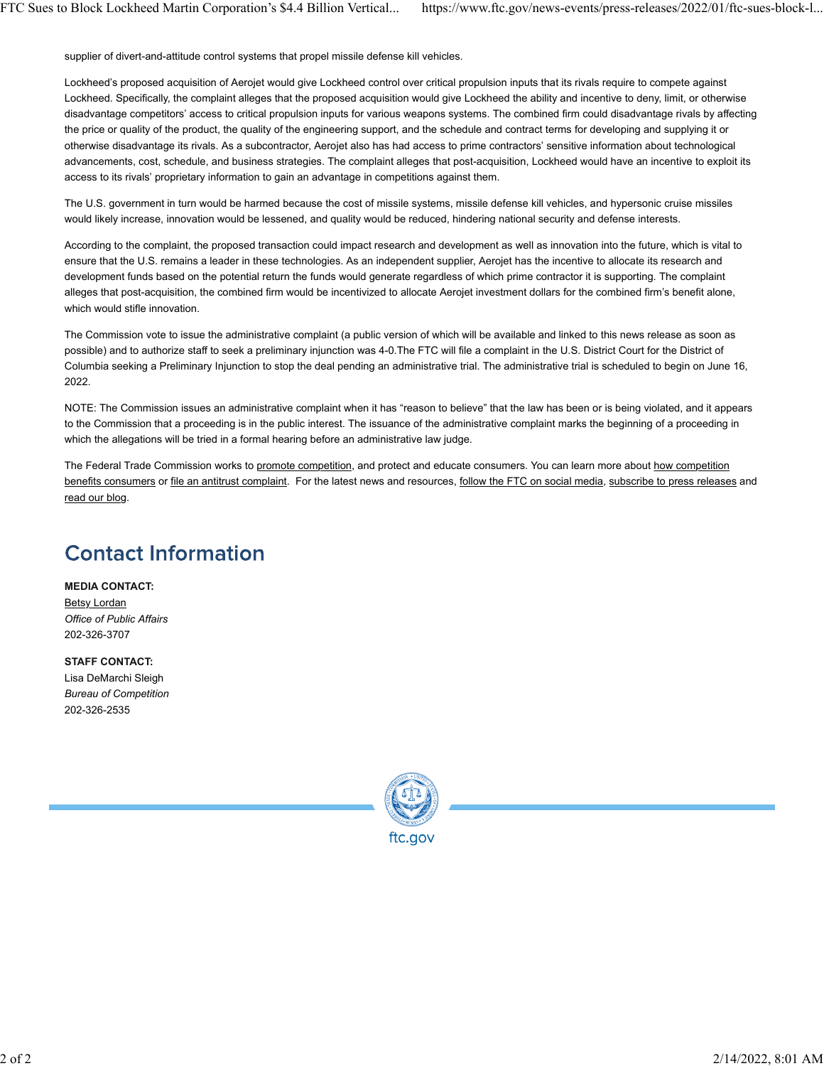supplier of divert-and-attitude control systems that propel missile defense kill vehicles.

Lockheed's proposed acquisition of Aerojet would give Lockheed control over critical propulsion inputs that its rivals require to compete against Lockheed. Specifically, the complaint alleges that the proposed acquisition would give Lockheed the ability and incentive to deny, limit, or otherwise disadvantage competitors' access to critical propulsion inputs for various weapons systems. The combined firm could disadvantage rivals by affecting the price or quality of the product, the quality of the engineering support, and the schedule and contract terms for developing and supplying it or otherwise disadvantage its rivals. As a subcontractor, Aerojet also has had access to prime contractors' sensitive information about technological advancements, cost, schedule, and business strategies. The complaint alleges that post-acquisition, Lockheed would have an incentive to exploit its access to its rivals' proprietary information to gain an advantage in competitions against them.

The U.S. government in turn would be harmed because the cost of missile systems, missile defense kill vehicles, and hypersonic cruise missiles would likely increase, innovation would be lessened, and quality would be reduced, hindering national security and defense interests.

According to the complaint, the proposed transaction could impact research and development as well as innovation into the future, which is vital to ensure that the U.S. remains a leader in these technologies. As an independent supplier, Aerojet has the incentive to allocate its research and development funds based on the potential return the funds would generate regardless of which prime contractor it is supporting. The complaint alleges that post-acquisition, the combined firm would be incentivized to allocate Aerojet investment dollars for the combined firm's benefit alone, which would stifle innovation.

The Commission vote to issue the administrative complaint (a public version of which will be available and linked to this news release as soon as possible) and to authorize staff to seek a preliminary injunction was 4-0.The FTC will file a complaint in the U.S. District Court for the District of Columbia seeking a Preliminary Injunction to stop the deal pending an administrative trial. The administrative trial is scheduled to begin on June 16, 2022.

NOTE: The Commission issues an administrative complaint when it has "reason to believe" that the law has been or is being violated, and it appears to the Commission that a proceeding is in the public interest. The issuance of the administrative complaint marks the beginning of a proceeding in which the allegations will be tried in a formal hearing before an administrative law judge.

The Federal Trade Commission works to promote competition, and protect and educate consumers. You can learn more about how competition benefits consumers or file an antitrust complaint. For the latest news and resources, follow the FTC on social media, subscribe to press releases and read our blog.

## Contact Information

**MEDIA CONTACT:**
Betsy Lordan
*Office of Public Affairs*
202-326-3707

**STAFF CONTACT:**
Lisa DeMarchi Sleigh
*Bureau of Competition*
202-326-2535

ftc.gov